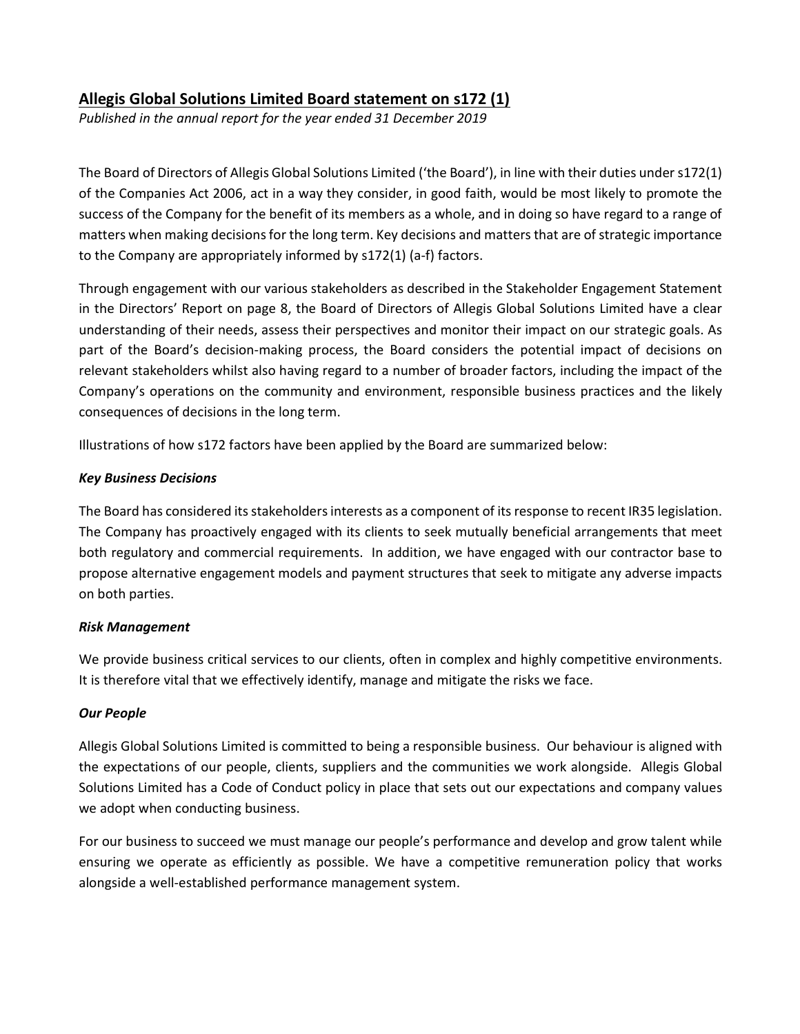## Allegis Global Solutions Limited Board statement on s172 (1)

*Published in the annual report for the year ended 31 December 2019*

The Board of Directors of Allegis Global Solutions Limited ('the Board'), in line with their duties under s172(1) of the Companies Act 2006, act in a way they consider, in good faith, would be most likely to promote the success of the Company for the benefit of its members as a whole, and in doing so have regard to a range of matters when making decisions for the long term. Key decisions and matters that are of strategic importance to the Company are appropriately informed by s172(1) (a-f) factors.

Through engagement with our various stakeholders as described in the Stakeholder Engagement Statement in the Directors' Report on page 8, the Board of Directors of Allegis Global Solutions Limited have a clear understanding of their needs, assess their perspectives and monitor their impact on our strategic goals. As part of the Board's decision-making process, the Board considers the potential impact of decisions on relevant stakeholders whilst also having regard to a number of broader factors, including the impact of the Company's operations on the community and environment, responsible business practices and the likely consequences of decisions in the long term.

Illustrations of how s172 factors have been applied by the Board are summarized below:

***Key Business Decisions***

The Board has considered its stakeholders interests as a component of its response to recent IR35 legislation. The Company has proactively engaged with its clients to seek mutually beneficial arrangements that meet both regulatory and commercial requirements. In addition, we have engaged with our contractor base to propose alternative engagement models and payment structures that seek to mitigate any adverse impacts on both parties.

***Risk Management***

We provide business critical services to our clients, often in complex and highly competitive environments. It is therefore vital that we effectively identify, manage and mitigate the risks we face.

***Our People***

Allegis Global Solutions Limited is committed to being a responsible business. Our behaviour is aligned with the expectations of our people, clients, suppliers and the communities we work alongside. Allegis Global Solutions Limited has a Code of Conduct policy in place that sets out our expectations and company values we adopt when conducting business.

For our business to succeed we must manage our people's performance and develop and grow talent while ensuring we operate as efficiently as possible. We have a competitive remuneration policy that works alongside a well-established performance management system.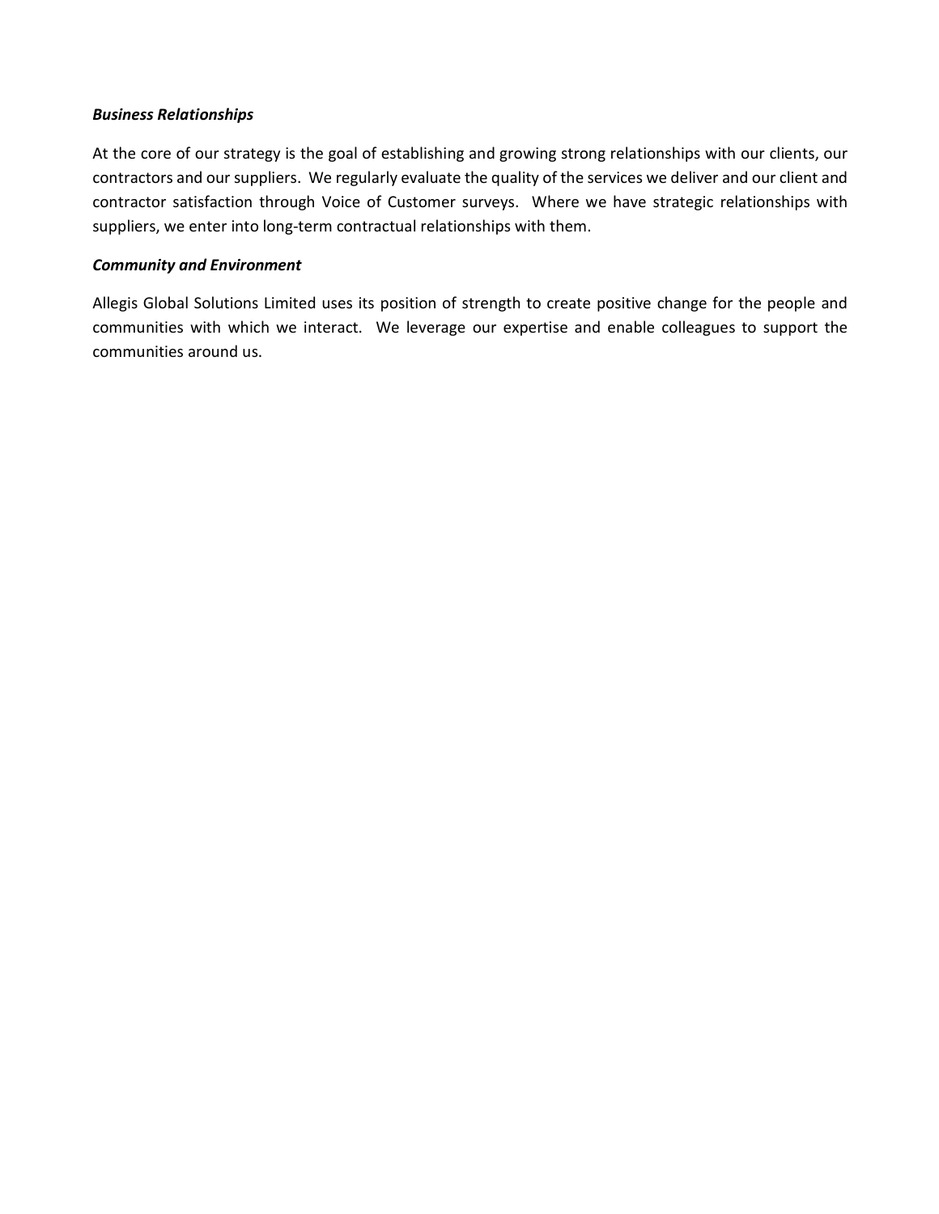***Business Relationships***

At the core of our strategy is the goal of establishing and growing strong relationships with our clients, our contractors and our suppliers. We regularly evaluate the quality of the services we deliver and our client and contractor satisfaction through Voice of Customer surveys. Where we have strategic relationships with suppliers, we enter into long-term contractual relationships with them.

***Community and Environment***

Allegis Global Solutions Limited uses its position of strength to create positive change for the people and communities with which we interact. We leverage our expertise and enable colleagues to support the communities around us.